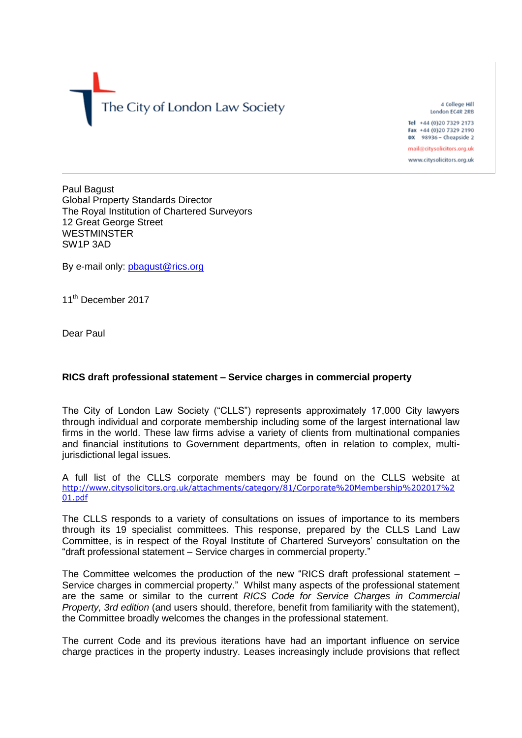The City of London Law Society

4 College Hill
London EC4R 2RB

Tel +44 (0)20 7329 2173
Fax +44 (0)20 7329 2190
DX 98936 – Cheapside 2

mail@citysolicitors.org.uk

www.citysolicitors.org.uk

Paul Bagust
Global Property Standards Director
The Royal Institution of Chartered Surveyors
12 Great George Street
WESTMINSTER
SW1P 3AD

By e-mail only: pbagust@rics.org

11th December 2017

Dear Paul

**RICS draft professional statement – Service charges in commercial property**

The City of London Law Society ("CLLS") represents approximately 17,000 City lawyers through individual and corporate membership including some of the largest international law firms in the world. These law firms advise a variety of clients from multinational companies and financial institutions to Government departments, often in relation to complex, multi-jurisdictional legal issues.

A full list of the CLLS corporate members may be found on the CLLS website at http://www.citysolicitors.org.uk/attachments/category/81/Corporate%20Membership%202017%201.pdf

The CLLS responds to a variety of consultations on issues of importance to its members through its 19 specialist committees. This response, prepared by the CLLS Land Law Committee, is in respect of the Royal Institute of Chartered Surveyors' consultation on the "draft professional statement – Service charges in commercial property."

The Committee welcomes the production of the new "RICS draft professional statement – Service charges in commercial property." Whilst many aspects of the professional statement are the same or similar to the current *RICS Code for Service Charges in Commercial Property, 3rd edition* (and users should, therefore, benefit from familiarity with the statement), the Committee broadly welcomes the changes in the professional statement.

The current Code and its previous iterations have had an important influence on service charge practices in the property industry. Leases increasingly include provisions that reflect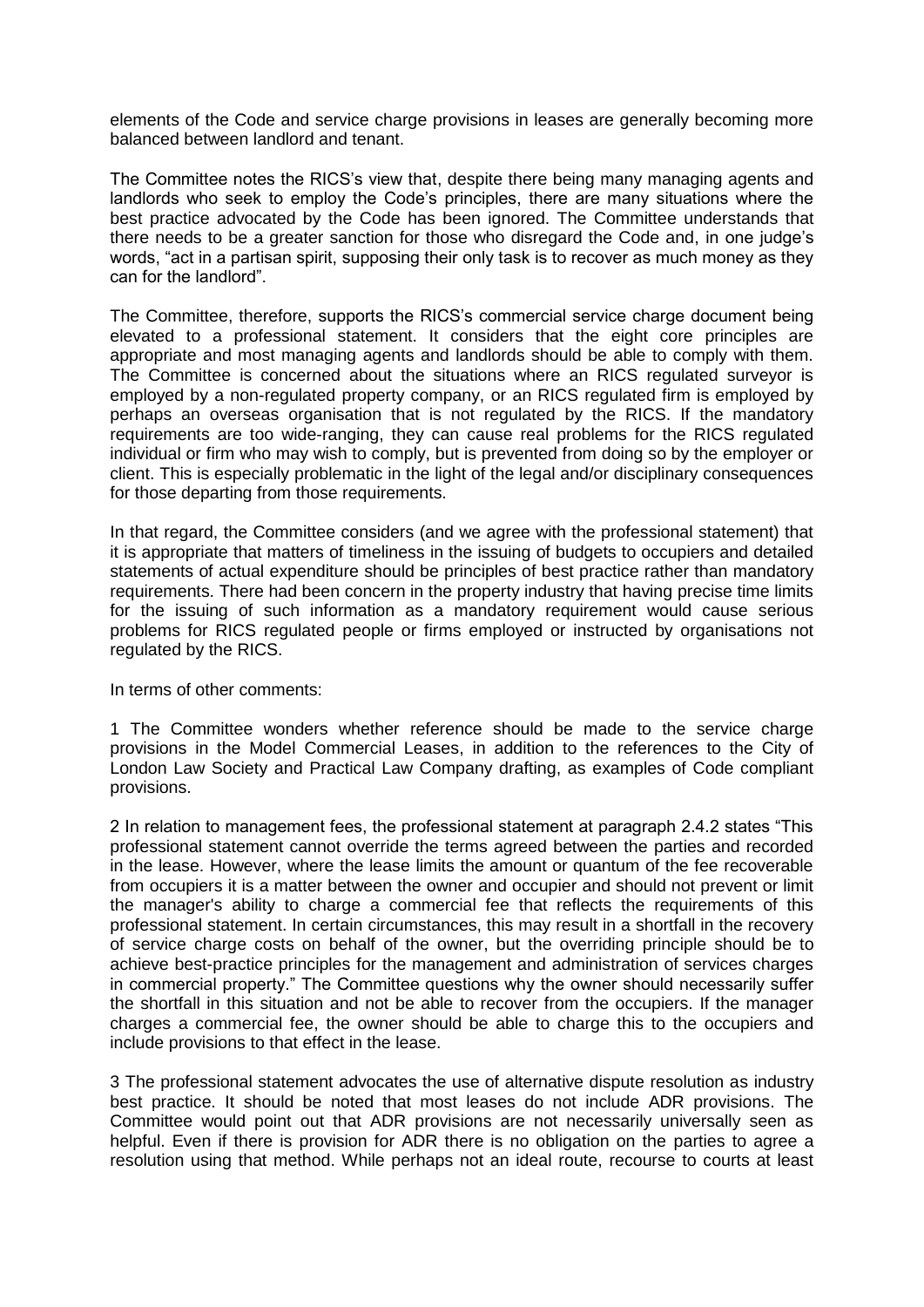elements of the Code and service charge provisions in leases are generally becoming more balanced between landlord and tenant.

The Committee notes the RICS's view that, despite there being many managing agents and landlords who seek to employ the Code's principles, there are many situations where the best practice advocated by the Code has been ignored. The Committee understands that there needs to be a greater sanction for those who disregard the Code and, in one judge's words, "act in a partisan spirit, supposing their only task is to recover as much money as they can for the landlord".

The Committee, therefore, supports the RICS's commercial service charge document being elevated to a professional statement. It considers that the eight core principles are appropriate and most managing agents and landlords should be able to comply with them. The Committee is concerned about the situations where an RICS regulated surveyor is employed by a non-regulated property company, or an RICS regulated firm is employed by perhaps an overseas organisation that is not regulated by the RICS. If the mandatory requirements are too wide-ranging, they can cause real problems for the RICS regulated individual or firm who may wish to comply, but is prevented from doing so by the employer or client. This is especially problematic in the light of the legal and/or disciplinary consequences for those departing from those requirements.

In that regard, the Committee considers (and we agree with the professional statement) that it is appropriate that matters of timeliness in the issuing of budgets to occupiers and detailed statements of actual expenditure should be principles of best practice rather than mandatory requirements. There had been concern in the property industry that having precise time limits for the issuing of such information as a mandatory requirement would cause serious problems for RICS regulated people or firms employed or instructed by organisations not regulated by the RICS.

In terms of other comments:

1 The Committee wonders whether reference should be made to the service charge provisions in the Model Commercial Leases, in addition to the references to the City of London Law Society and Practical Law Company drafting, as examples of Code compliant provisions.

2 In relation to management fees, the professional statement at paragraph 2.4.2 states "This professional statement cannot override the terms agreed between the parties and recorded in the lease. However, where the lease limits the amount or quantum of the fee recoverable from occupiers it is a matter between the owner and occupier and should not prevent or limit the manager's ability to charge a commercial fee that reflects the requirements of this professional statement. In certain circumstances, this may result in a shortfall in the recovery of service charge costs on behalf of the owner, but the overriding principle should be to achieve best-practice principles for the management and administration of services charges in commercial property." The Committee questions why the owner should necessarily suffer the shortfall in this situation and not be able to recover from the occupiers. If the manager charges a commercial fee, the owner should be able to charge this to the occupiers and include provisions to that effect in the lease.

3 The professional statement advocates the use of alternative dispute resolution as industry best practice. It should be noted that most leases do not include ADR provisions. The Committee would point out that ADR provisions are not necessarily universally seen as helpful. Even if there is provision for ADR there is no obligation on the parties to agree a resolution using that method. While perhaps not an ideal route, recourse to courts at least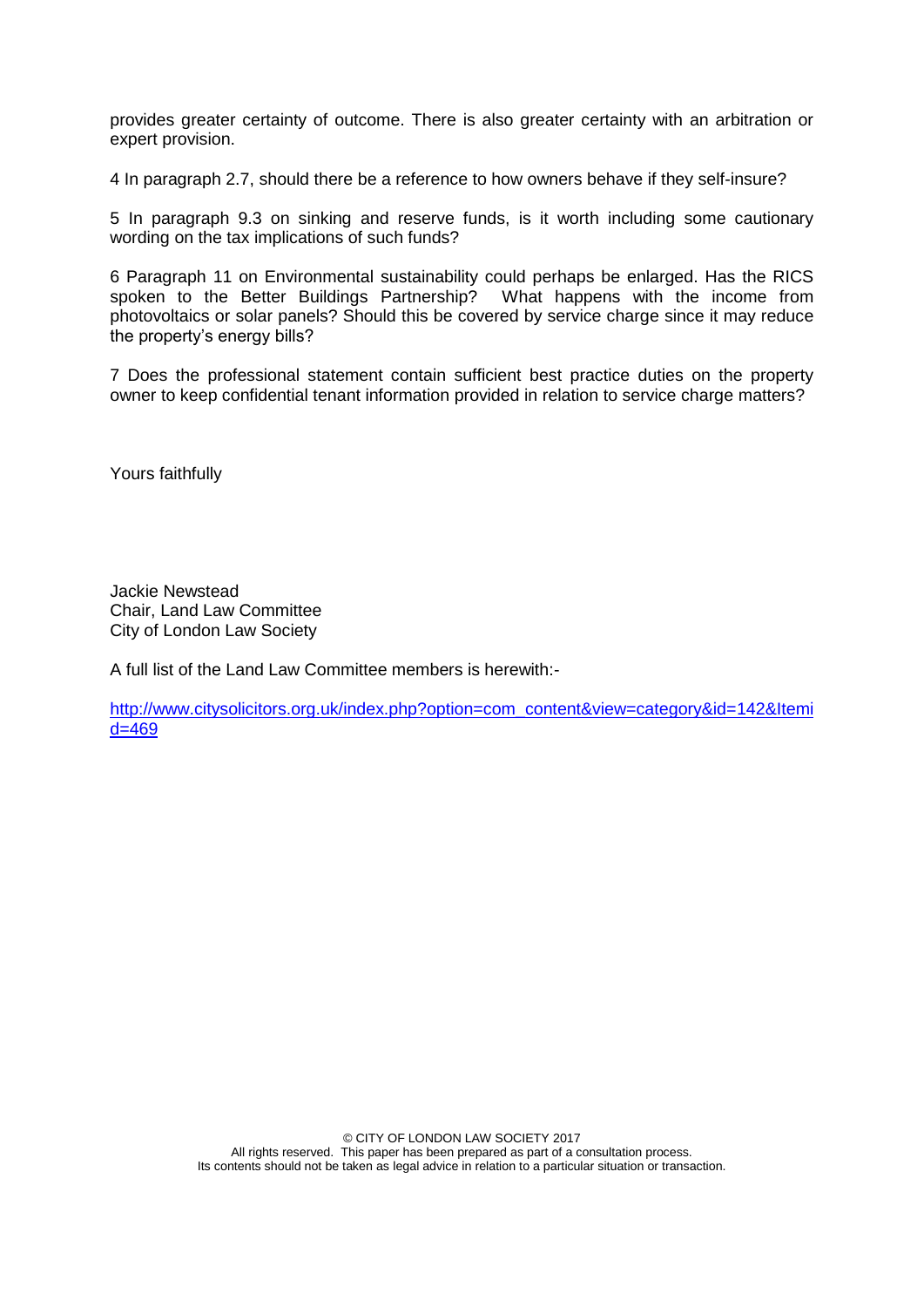provides greater certainty of outcome. There is also greater certainty with an arbitration or expert provision.

4 In paragraph 2.7, should there be a reference to how owners behave if they self-insure?

5 In paragraph 9.3 on sinking and reserve funds, is it worth including some cautionary wording on the tax implications of such funds?

6 Paragraph 11 on Environmental sustainability could perhaps be enlarged. Has the RICS spoken to the Better Buildings Partnership? What happens with the income from photovoltaics or solar panels? Should this be covered by service charge since it may reduce the property's energy bills?

7 Does the professional statement contain sufficient best practice duties on the property owner to keep confidential tenant information provided in relation to service charge matters?

Yours faithfully

Jackie Newstead
Chair, Land Law Committee
City of London Law Society

A full list of the Land Law Committee members is herewith:-

http://www.citysolicitors.org.uk/index.php?option=com_content&view=category&id=142&Itemid=469

© CITY OF LONDON LAW SOCIETY 2017
All rights reserved. This paper has been prepared as part of a consultation process.
Its contents should not be taken as legal advice in relation to a particular situation or transaction.